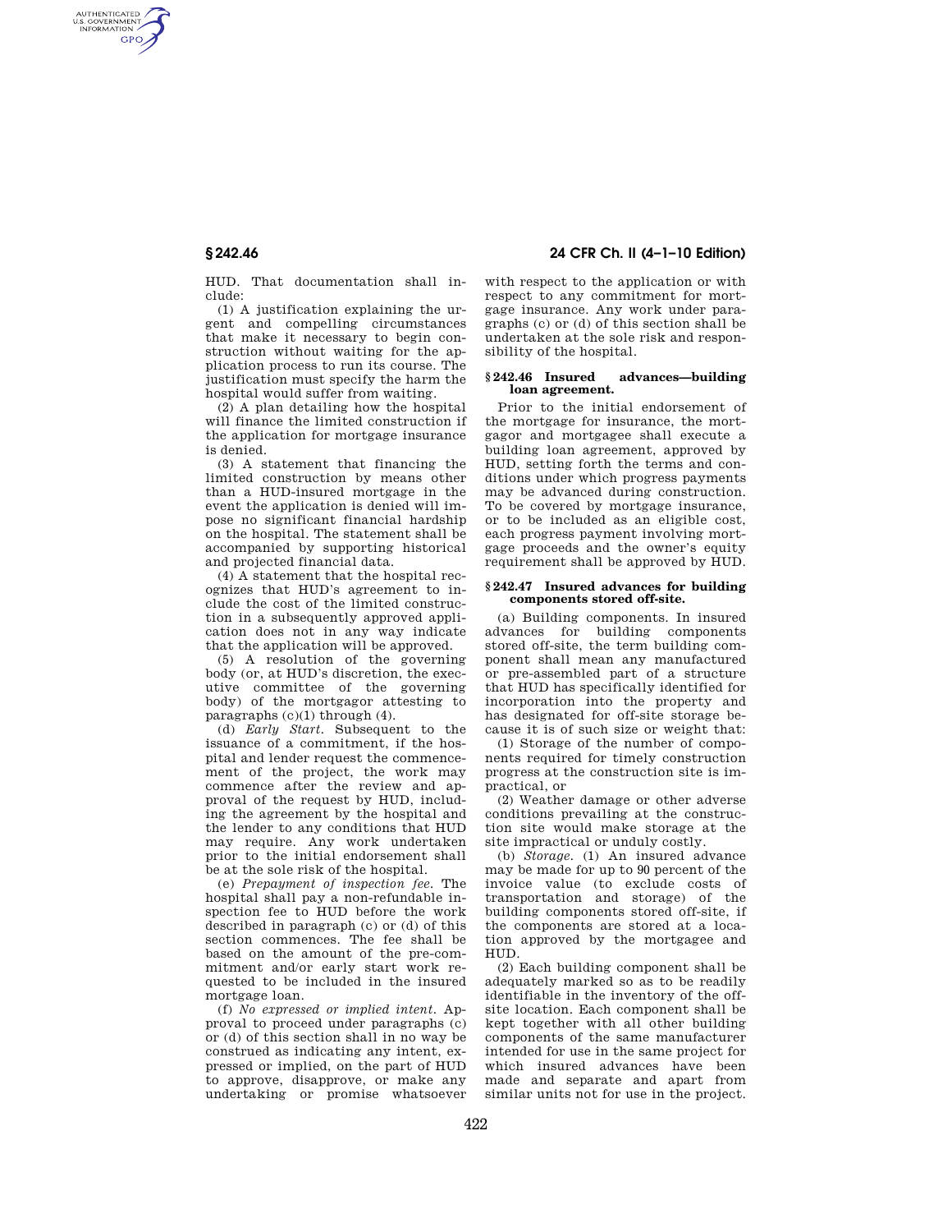HUD. That documentation shall include:

(1) A justification explaining the urgent and compelling circumstances that make it necessary to begin construction without waiting for the application process to run its course. The justification must specify the harm the hospital would suffer from waiting.

(2) A plan detailing how the hospital will finance the limited construction if the application for mortgage insurance is denied.

(3) A statement that financing the limited construction by means other than a HUD-insured mortgage in the event the application is denied will impose no significant financial hardship on the hospital. The statement shall be accompanied by supporting historical and projected financial data.

(4) A statement that the hospital recognizes that HUD's agreement to include the cost of the limited construction in a subsequently approved application does not in any way indicate that the application will be approved.

(5) A resolution of the governing body (or, at HUD's discretion, the executive committee of the governing body) of the mortgagor attesting to paragraphs (c)(1) through (4).

(d) *Early Start.* Subsequent to the issuance of a commitment, if the hospital and lender request the commencement of the project, the work may commence after the review and approval of the request by HUD, including the agreement by the hospital and the lender to any conditions that HUD may require. Any work undertaken prior to the initial endorsement shall be at the sole risk of the hospital.

(e) *Prepayment of inspection fee.* The hospital shall pay a non-refundable inspection fee to HUD before the work described in paragraph (c) or (d) of this section commences. The fee shall be based on the amount of the pre-commitment and/or early start work requested to be included in the insured mortgage loan.

(f) *No expressed or implied intent.* Approval to proceed under paragraphs (c) or (d) of this section shall in no way be construed as indicating any intent, expressed or implied, on the part of HUD to approve, disapprove, or make any undertaking or promise whatsoever with respect to the application or with respect to any commitment for mortgage insurance. Any work under paragraphs (c) or (d) of this section shall be undertaken at the sole risk and responsibility of the hospital.

### § 242.46 Insured advances—building loan agreement.

Prior to the initial endorsement of the mortgage for insurance, the mortgagor and mortgagee shall execute a building loan agreement, approved by HUD, setting forth the terms and conditions under which progress payments may be advanced during construction. To be covered by mortgage insurance, or to be included as an eligible cost, each progress payment involving mortgage proceeds and the owner's equity requirement shall be approved by HUD.

### § 242.47 Insured advances for building components stored off-site.

(a) Building components. In insured advances for building components stored off-site, the term building component shall mean any manufactured or pre-assembled part of a structure that HUD has specifically identified for incorporation into the property and has designated for off-site storage because it is of such size or weight that:

(1) Storage of the number of components required for timely construction progress at the construction site is impractical, or

(2) Weather damage or other adverse conditions prevailing at the construction site would make storage at the site impractical or unduly costly.

(b) *Storage.* (1) An insured advance may be made for up to 90 percent of the invoice value (to exclude costs of transportation and storage) of the building components stored off-site, if the components are stored at a location approved by the mortgagee and HUD.

(2) Each building component shall be adequately marked so as to be readily identifiable in the inventory of the off-site location. Each component shall be kept together with all other building components of the same manufacturer intended for use in the same project for which insured advances have been made and separate and apart from similar units not for use in the project.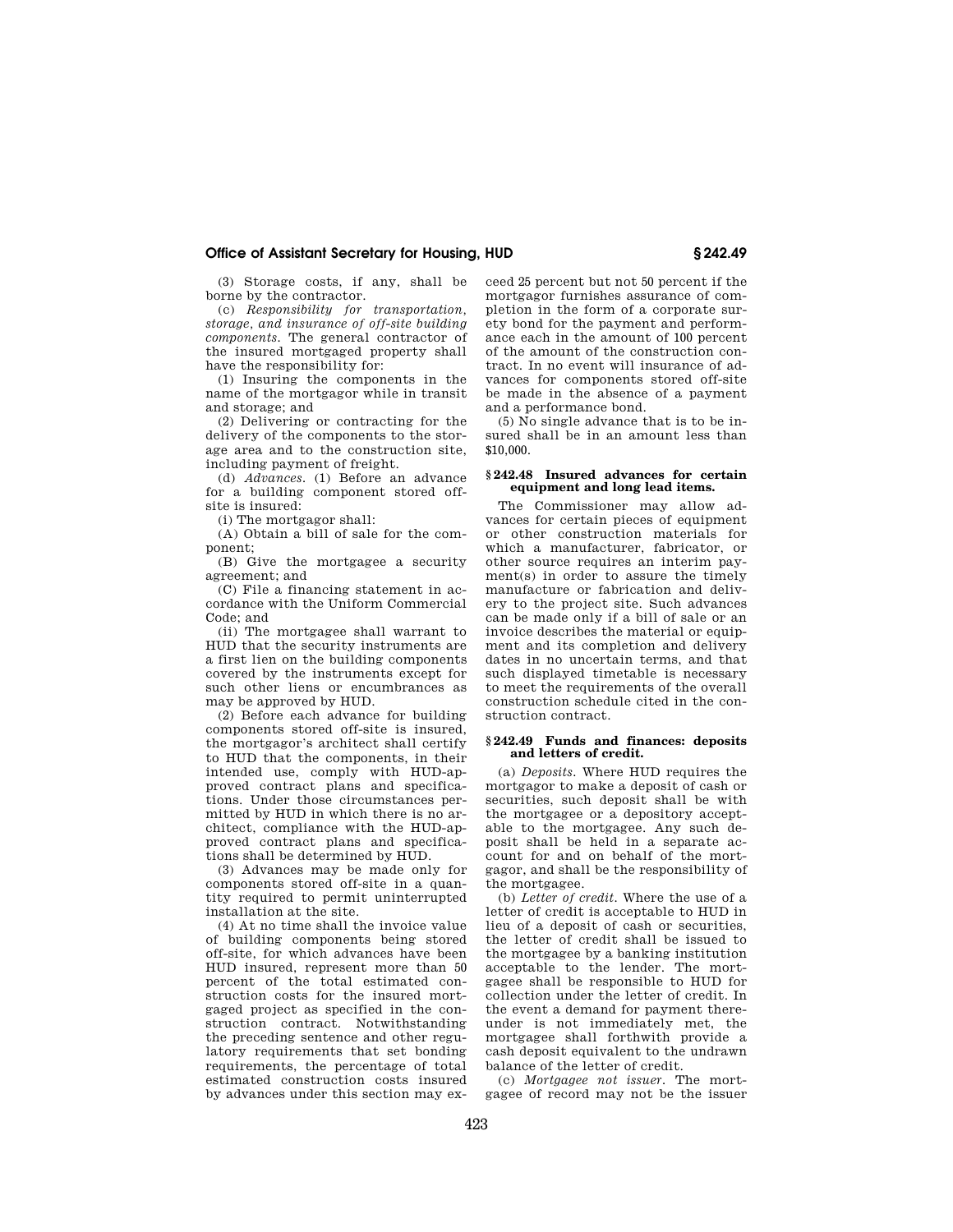(3) Storage costs, if any, shall be borne by the contractor.

(c) *Responsibility for transportation, storage, and insurance of off-site building components.* The general contractor of the insured mortgaged property shall have the responsibility for:

(1) Insuring the components in the name of the mortgagor while in transit and storage; and

(2) Delivering or contracting for the delivery of the components to the storage area and to the construction site, including payment of freight.

(d) *Advances.* (1) Before an advance for a building component stored off-site is insured:

(i) The mortgagor shall:

(A) Obtain a bill of sale for the component;

(B) Give the mortgagee a security agreement; and

(C) File a financing statement in accordance with the Uniform Commercial Code; and

(ii) The mortgagee shall warrant to HUD that the security instruments are a first lien on the building components covered by the instruments except for such other liens or encumbrances as may be approved by HUD.

(2) Before each advance for building components stored off-site is insured, the mortgagor's architect shall certify to HUD that the components, in their intended use, comply with HUD-approved contract plans and specifications. Under those circumstances permitted by HUD in which there is no architect, compliance with the HUD-approved contract plans and specifications shall be determined by HUD.

(3) Advances may be made only for components stored off-site in a quantity required to permit uninterrupted installation at the site.

(4) At no time shall the invoice value of building components being stored off-site, for which advances have been HUD insured, represent more than 50 percent of the total estimated construction costs for the insured mortgaged project as specified in the construction contract. Notwithstanding the preceding sentence and other regulatory requirements that set bonding requirements, the percentage of total estimated construction costs insured by advances under this section may exceed 25 percent but not 50 percent if the mortgagor furnishes assurance of completion in the form of a corporate surety bond for the payment and performance each in the amount of 100 percent of the amount of the construction contract. In no event will insurance of advances for components stored off-site be made in the absence of a payment and a performance bond.

(5) No single advance that is to be insured shall be in an amount less than $10,000.

#### § 242.48 Insured advances for certain equipment and long lead items.

The Commissioner may allow advances for certain pieces of equipment or other construction materials for which a manufacturer, fabricator, or other source requires an interim payment(s) in order to assure the timely manufacture or fabrication and delivery to the project site. Such advances can be made only if a bill of sale or an invoice describes the material or equipment and its completion and delivery dates in no uncertain terms, and that such displayed timetable is necessary to meet the requirements of the overall construction schedule cited in the construction contract.

#### § 242.49 Funds and finances: deposits and letters of credit.

(a) *Deposits.* Where HUD requires the mortgagor to make a deposit of cash or securities, such deposit shall be with the mortgagee or a depository acceptable to the mortgagee. Any such deposit shall be held in a separate account for and on behalf of the mortgagor, and shall be the responsibility of the mortgagee.

(b) *Letter of credit.* Where the use of a letter of credit is acceptable to HUD in lieu of a deposit of cash or securities, the letter of credit shall be issued to the mortgagee by a banking institution acceptable to the lender. The mortgagee shall be responsible to HUD for collection under the letter of credit. In the event a demand for payment thereunder is not immediately met, the mortgagee shall forthwith provide a cash deposit equivalent to the undrawn balance of the letter of credit.

(c) *Mortgagee not issuer.* The mortgagee of record may not be the issuer